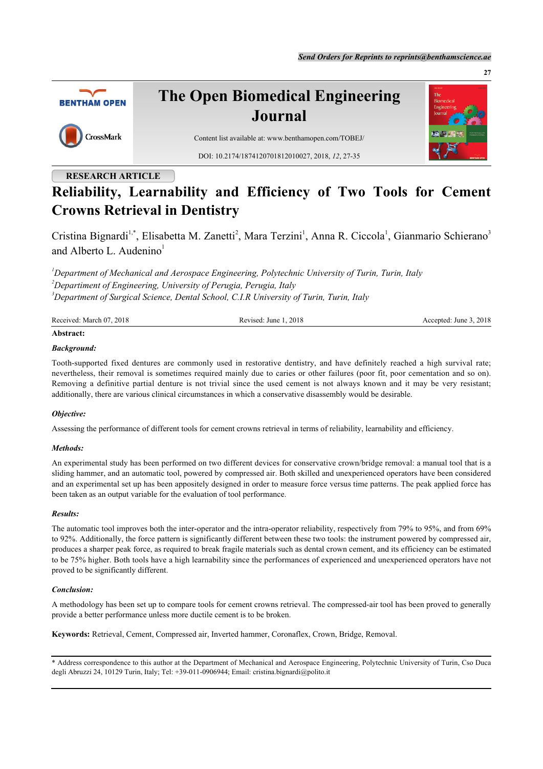RESEARCH ARTICLE

# Reliability, Learnability and Efficiency of Two Tools for Cement Crowns Retrieval in Dentistry

Cristina Bignardi[1,*], Elisabetta M. Zanetti[2], Mara Terzini[1], Anna R. Ciccola[1], Gianmario Schierano[3] and Alberto L. Audenino[1]

[1] *Department of Mechanical and Aerospace Engineering, Polytechnic University of Turin, Turin, Italy*
[2] *Depaartment of Engineering, University of Perugia, Perugia, Italy*
[3] *Department of Surgical Science, Dental School, C.I.R University of Turin, Turin, Italy*

Received: March 07, 2018 | Revised: June 1, 2018 | Accepted: June 3, 2018

**Abstract:**

***Background:***

Tooth-supported fixed dentures are commonly used in restorative dentistry, and have definitely reached a high survival rate; nevertheless, their removal is sometimes required mainly due to caries or other failures (poor fit, poor cementation and so on). Removing a definitive partial denture is not trivial since the used cement is not always known and it may be very resistant; additionally, there are various clinical circumstances in which a conservative disassembly would be desirable.

***Objective:***

Assessing the performance of different tools for cement crowns retrieval in terms of reliability, learnability and efficiency.

***Methods:***

An experimental study has been performed on two different devices for conservative crown/bridge removal: a manual tool that is a sliding hammer, and an automatic tool, powered by compressed air. Both skilled and unexperienced operators have been considered and an experimental set up has been appositely designed in order to measure force versus time patterns. The peak applied force has been taken as an output variable for the evaluation of tool performance.

***Results:***

The automatic tool improves both the inter-operator and the intra-operator reliability, respectively from 79% to 95%, and from 69% to 92%. Additionally, the force pattern is significantly different between these two tools: the instrument powered by compressed air, produces a sharper peak force, as required to break fragile materials such as dental crown cement, and its efficiency can be estimated to be 75% higher. Both tools have a high learnability since the performances of experienced and unexperienced operators have not proved to be significantly different.

***Conclusion:***

A methodology has been set up to compare tools for cement crowns retrieval. The compressed-air tool has been proved to generally provide a better performance unless more ductile cement is to be broken.

**Keywords:** Retrieval, Cement, Compressed air, Inverted hammer, Coronaflex, Crown, Bridge, Removal.

---

* Address correspondence to this author at the Department of Mechanical and Aerospace Engineering, Polytechnic University of Turin, Cso Duca degli Abruzzi 24, 10129 Turin, Italy; Tel: +39-011-0906944; Email: cristina.bignardi@polito.it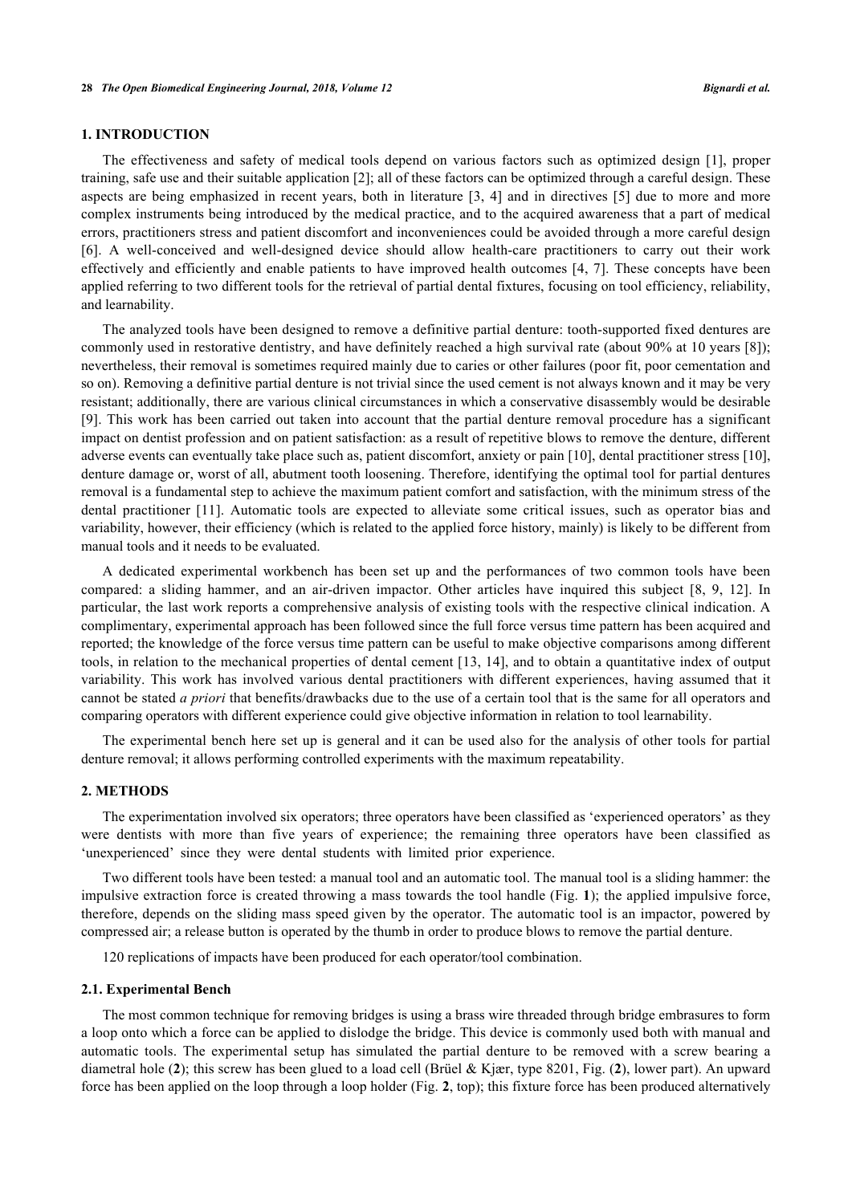## 1. INTRODUCTION

The effectiveness and safety of medical tools depend on various factors such as optimized design [1], proper training, safe use and their suitable application [2]; all of these factors can be optimized through a careful design. These aspects are being emphasized in recent years, both in literature [3, 4] and in directives [5] due to more and more complex instruments being introduced by the medical practice, and to the acquired awareness that a part of medical errors, practitioners stress and patient discomfort and inconveniences could be avoided through a more careful design [6]. A well-conceived and well-designed device should allow health-care practitioners to carry out their work effectively and efficiently and enable patients to have improved health outcomes [4, 7]. These concepts have been applied referring to two different tools for the retrieval of partial dental fixtures, focusing on tool efficiency, reliability, and learnability.

The analyzed tools have been designed to remove a definitive partial denture: tooth-supported fixed dentures are commonly used in restorative dentistry, and have definitely reached a high survival rate (about 90% at 10 years [8]); nevertheless, their removal is sometimes required mainly due to caries or other failures (poor fit, poor cementation and so on). Removing a definitive partial denture is not trivial since the used cement is not always known and it may be very resistant; additionally, there are various clinical circumstances in which a conservative disassembly would be desirable [9]. This work has been carried out taken into account that the partial denture removal procedure has a significant impact on dentist profession and on patient satisfaction: as a result of repetitive blows to remove the denture, different adverse events can eventually take place such as, patient discomfort, anxiety or pain [10], dental practitioner stress [10], denture damage or, worst of all, abutment tooth loosening. Therefore, identifying the optimal tool for partial dentures removal is a fundamental step to achieve the maximum patient comfort and satisfaction, with the minimum stress of the dental practitioner [11]. Automatic tools are expected to alleviate some critical issues, such as operator bias and variability, however, their efficiency (which is related to the applied force history, mainly) is likely to be different from manual tools and it needs to be evaluated.

A dedicated experimental workbench has been set up and the performances of two common tools have been compared: a sliding hammer, and an air-driven impactor. Other articles have inquired this subject [8, 9, 12]. In particular, the last work reports a comprehensive analysis of existing tools with the respective clinical indication. A complimentary, experimental approach has been followed since the full force versus time pattern has been acquired and reported; the knowledge of the force versus time pattern can be useful to make objective comparisons among different tools, in relation to the mechanical properties of dental cement [13, 14], and to obtain a quantitative index of output variability. This work has involved various dental practitioners with different experiences, having assumed that it cannot be stated *a priori* that benefits/drawbacks due to the use of a certain tool that is the same for all operators and comparing operators with different experience could give objective information in relation to tool learnability.

The experimental bench here set up is general and it can be used also for the analysis of other tools for partial denture removal; it allows performing controlled experiments with the maximum repeatability.

## 2. METHODS

The experimentation involved six operators; three operators have been classified as 'experienced operators' as they were dentists with more than five years of experience; the remaining three operators have been classified as 'unexperienced' since they were dental students with limited prior experience.

Two different tools have been tested: a manual tool and an automatic tool. The manual tool is a sliding hammer: the impulsive extraction force is created throwing a mass towards the tool handle (Fig. **1**); the applied impulsive force, therefore, depends on the sliding mass speed given by the operator. The automatic tool is an impactor, powered by compressed air; a release button is operated by the thumb in order to produce blows to remove the partial denture.

120 replications of impacts have been produced for each operator/tool combination.

### 2.1. Experimental Bench

The most common technique for removing bridges is using a brass wire threaded through bridge embrasures to form a loop onto which a force can be applied to dislodge the bridge. This device is commonly used both with manual and automatic tools. The experimental setup has simulated the partial denture to be removed with a screw bearing a diametral hole (**2**); this screw has been glued to a load cell (Brüel & Kjær, type 8201, Fig. (**2**), lower part). An upward force has been applied on the loop through a loop holder (Fig. **2**, top); this fixture force has been produced alternatively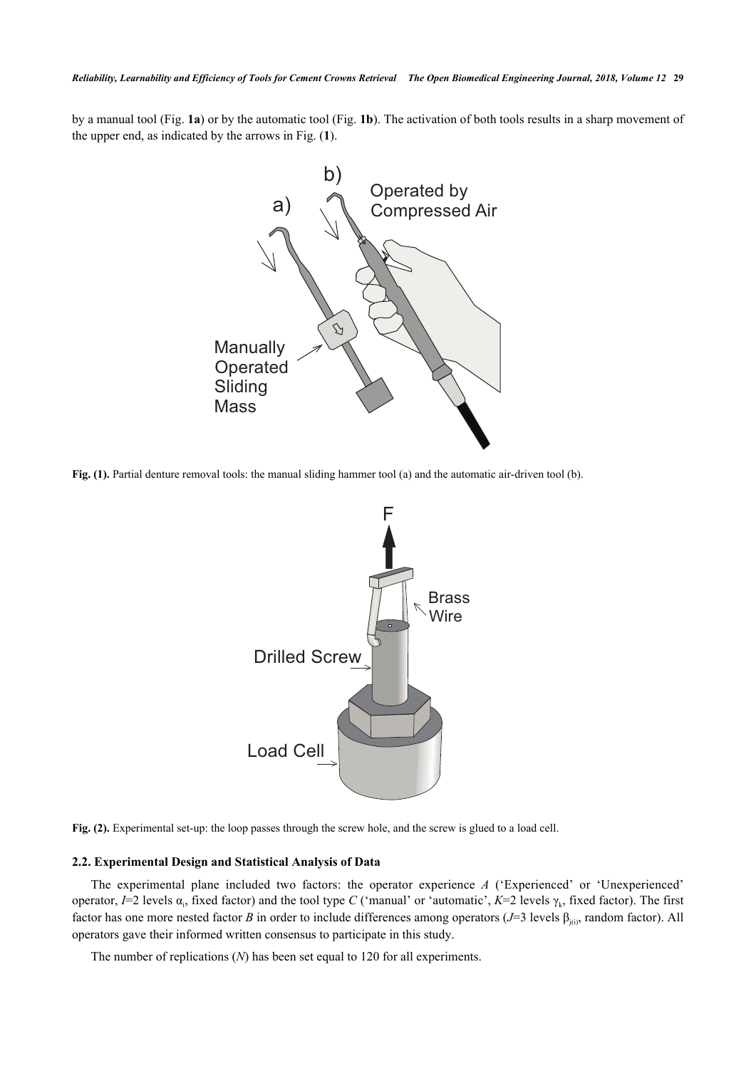by a manual tool (Fig. **1a**) or by the automatic tool (Fig. **1b**). The activation of both tools results in a sharp movement of the upper end, as indicated by the arrows in Fig. (**1**).

**Fig. (1).** Partial denture removal tools: the manual sliding hammer tool (a) and the automatic air-driven tool (b).

**Fig. (2).** Experimental set-up: the loop passes through the screw hole, and the screw is glued to a load cell.

### 2.2. Experimental Design and Statistical Analysis of Data

The experimental plane included two factors: the operator experience *A* ('Experienced' or 'Unexperienced' operator, $I$=2 levels $\alpha_i$, fixed factor) and the tool type *C* ('manual' or 'automatic', $K$=2 levels $\gamma_k$, fixed factor). The first factor has one more nested factor *B* in order to include differences among operators ($J$=3 levels $\beta_{j(i)}$, random factor). All operators gave their informed written consensus to participate in this study.

The number of replications ($N$) has been set equal to 120 for all experiments.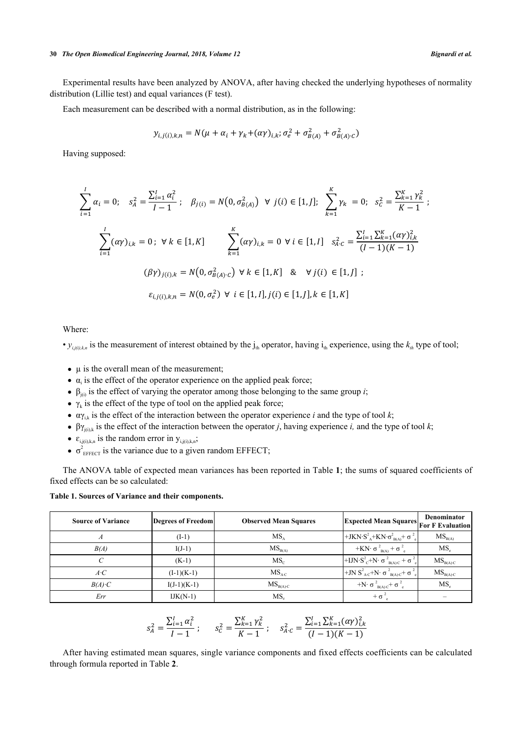Experimental results have been analyzed by ANOVA, after having checked the underlying hypotheses of normality distribution (Lillie test) and equal variances (F test).

Each measurement can be described with a normal distribution, as in the following:

$$y_{i,j(i),k,n} = N(\mu + \alpha_i + \gamma_k + (\alpha\gamma)_{i,k}; \sigma_e^2 + \sigma_{B(A)}^2 + \sigma_{B(A)\cdot C}^2)$$

Having supposed:

$$\sum_{i=1}^{I} \alpha_i = 0; \quad s_A^2 = \frac{\sum_{i=1}^{I} \alpha_i^2}{I-1}; \quad \beta_{j(i)} = N\left(0, \sigma_{B(A)}^2\right) \ \forall \ j(i) \in [1, J]; \quad \sum_{k=1}^{K} \gamma_k = 0; \quad s_C^2 = \frac{\sum_{k=1}^{K} \gamma_k^2}{K-1};$$

$$\sum_{i=1}^{I} (\alpha\gamma)_{i,k} = 0; \ \forall \ k \in [1, K] \qquad \sum_{k=1}^{K} (\alpha\gamma)_{i,k} = 0 \ \forall \ i \in [1, I] \quad s_{A\cdot C}^2 = \frac{\sum_{i=1}^{I} \sum_{k=1}^{K} (\alpha\gamma)_{i,k}^2}{(I-1)(K-1)}$$

$$(\beta\gamma)_{j(i),k} = N\left(0, \sigma_{B(A)\cdot C}^2\right) \ \forall \ k \in [1, K] \quad \& \quad \forall \ j(i) \in [1, J];$$

$$\varepsilon_{i,j(i),k,n} = N(0, \sigma_e^2) \ \forall \ i \in [1, I], j(i) \in [1, J], k \in [1, K]$$

Where:

- $y_{i,j(i),k,n}$ is the measurement of interest obtained by the $j_{th}$ operator, having $i_{th}$ experience, using the $k_{th}$ type of tool;
- $\mu$ is the overall mean of the measurement;
- $\alpha_i$ is the effect of the operator experience on the applied peak force;
- $\beta_{j(i)}$ is the effect of varying the operator among those belonging to the same group *i*;
- $\gamma_k$ is the effect of the type of tool on the applied peak force;
- $\alpha\gamma_{i,k}$ is the effect of the interaction between the operator experience *i* and the type of tool *k*;
- $\beta\gamma_{j(i),k}$ is the effect of the interaction between the operator *j*, having experience *i,* and the type of tool *k*;
- $\varepsilon_{i,j(i),k,n}$ is the random error in $y_{i,j(i),k,n}$;
- $\sigma^2_{EFFECT}$ is the variance due to a given random EFFECT;

The ANOVA table of expected mean variances has been reported in Table **1**; the sums of squared coefficients of fixed effects can be so calculated:

**Table 1. Sources of Variance and their components.**

| Source of Variance | Degrees of Freedom | Observed Mean Squares | Expected Mean Squares | Denominator For F Evaluation |
|---|---|---|---|---|
| *A* | (I-1) | $MS_A$ | $+JKN \cdot S_A^2 + KN \cdot \sigma_{B(A)}^2 + \sigma_e^2$ | $MS_{B(A)}$ |
| *B(A)* | I(J-1) | $MS_{B(A)}$ | $+KN \cdot \sigma_{B(A)}^2 + \sigma_e^2$ | $MS_e$ |
| *C* | (K-1) | $MS_C$ | $+IJN \cdot S_C^2 + N \cdot \sigma_{B(A)\cdot C}^2 + \sigma_e^2$ | $MS_{B(A)\cdot C}$ |
| *A·C* | (I-1)(K-1) | $MS_{A\cdot C}$ | $+JN \, S_{A\cdot C}^2 + N \cdot \sigma_{B(A)\cdot C}^2 + \sigma_e^2$ | $MS_{B(A)\cdot C}$ |
| *B(A)·C* | I(J-1)(K-1) | $MS_{B(A)\cdot C}$ | $+N \cdot \sigma_{B(A)\cdot C}^2 + \sigma_e^2$ | $MS_e$ |
| *Err* | IJK(N-1) | $MS_e$ | $+\sigma_e^2$ | – |

$$s_A^2 = \frac{\sum_{i=1}^{I} \alpha_i^2}{I-1}; \qquad s_C^2 = \frac{\sum_{k=1}^{K} \gamma_k^2}{K-1}; \qquad s_{A\cdot C}^2 = \frac{\sum_{i=1}^{I} \sum_{k=1}^{K} (\alpha\gamma)_{i,k}^2}{(I-1)(K-1)}$$

After having estimated mean squares, single variance components and fixed effects coefficients can be calculated through formula reported in Table **2**.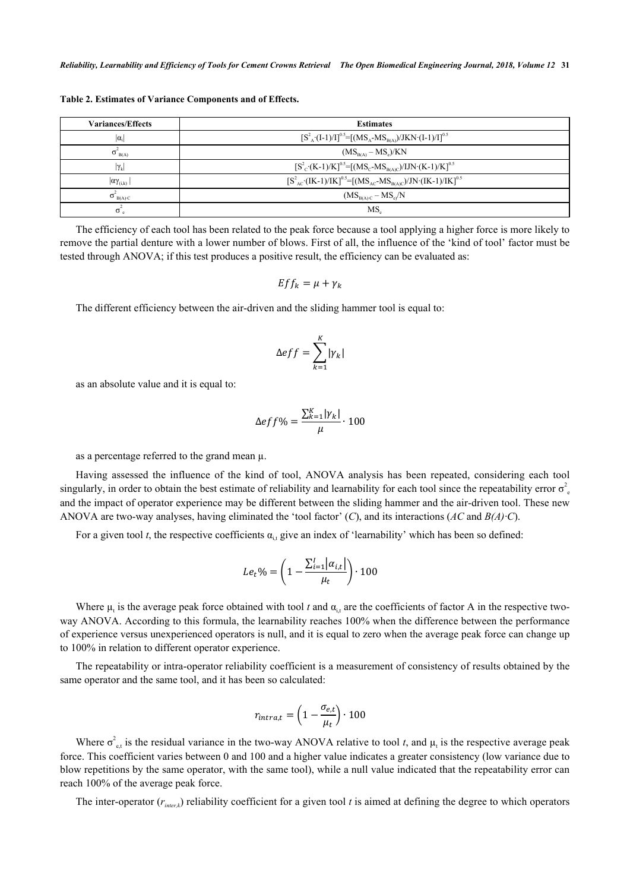**Table 2. Estimates of Variance Components and of Effects.**

| Variances/Effects | Estimates |
|---|---|
| $\lvert\alpha_i\rvert$ | $[S^2_A\cdot(I-1)/I]^{0.5}=[(MS_A-MS_{B(A)})/JKN\cdot(I-1)/I]^{0.5}$ |
| $\sigma^2_{B(A)}$ | $(MS_{B(A)} - MS_e)/KN$ |
| $\lvert\gamma_k\rvert$ | $[S^2_C\cdot(K-1)/K]^{0.5}=[(MS_C-MS_{B(A)C})/IJN\cdot(K-1)/K]^{0.5}$ |
| $\lvert\alpha\gamma_{(i,k)}\rvert$ | $[S^2_{AC}\cdot(IK-1)/IK]^{0.5}=[(MS_{AC}-MS_{B(A)C})/JN\cdot(IK-1)/IK]^{0.5}$ |
| $\sigma^2_{B(A)\cdot C}$ | $(MS_{B(A)\cdot C} - MS_e)/N$ |
| $\sigma^2_e$ | $MS_e$ |

The efficiency of each tool has been related to the peak force because a tool applying a higher force is more likely to remove the partial denture with a lower number of blows. First of all, the influence of the 'kind of tool' factor must be tested through ANOVA; if this test produces a positive result, the efficiency can be evaluated as:

$$Eff_k = \mu + \gamma_k$$

The different efficiency between the air-driven and the sliding hammer tool is equal to:

$$\Delta eff = \sum_{k=1}^{K} |\gamma_k|$$

as an absolute value and it is equal to:

$$\Delta eff\% = \frac{\sum_{k=1}^{K} |\gamma_k|}{\mu} \cdot 100$$

as a percentage referred to the grand mean μ.

Having assessed the influence of the kind of tool, ANOVA analysis has been repeated, considering each tool singularly, in order to obtain the best estimate of reliability and learnability for each tool since the repeatability error $\sigma^2_e$ and the impact of operator experience may be different between the sliding hammer and the air-driven tool. These new ANOVA are two-way analyses, having eliminated the 'tool factor' (*C*), and its interactions (*AC* and *B(A)·C*).

For a given tool *t*, the respective coefficients $\alpha_{i,t}$ give an index of 'learnability' which has been so defined:

$$Le_t\% = \left(1 - \frac{\sum_{i=1}^{I} |\alpha_{i,t}|}{\mu_t}\right) \cdot 100$$

Where $\mu_t$ is the average peak force obtained with tool *t* and $\alpha_{i,t}$ are the coefficients of factor A in the respective two-way ANOVA. According to this formula, the learnability reaches 100% when the difference between the performance of experience versus unexperienced operators is null, and it is equal to zero when the average peak force can change up to 100% in relation to different operator experience.

The repeatability or intra-operator reliability coefficient is a measurement of consistency of results obtained by the same operator and the same tool, and it has been so calculated:

$$r_{intra,t} = \left(1 - \frac{\sigma_{e,t}}{\mu_t}\right) \cdot 100$$

Where $\sigma^2_{e,t}$ is the residual variance in the two-way ANOVA relative to tool *t*, and $\mu_t$ is the respective average peak force. This coefficient varies between 0 and 100 and a higher value indicates a greater consistency (low variance due to blow repetitions by the same operator, with the same tool), while a null value indicated that the repeatability error can reach 100% of the average peak force.

The inter-operator ($r_{inter,k}$) reliability coefficient for a given tool *t* is aimed at defining the degree to which operators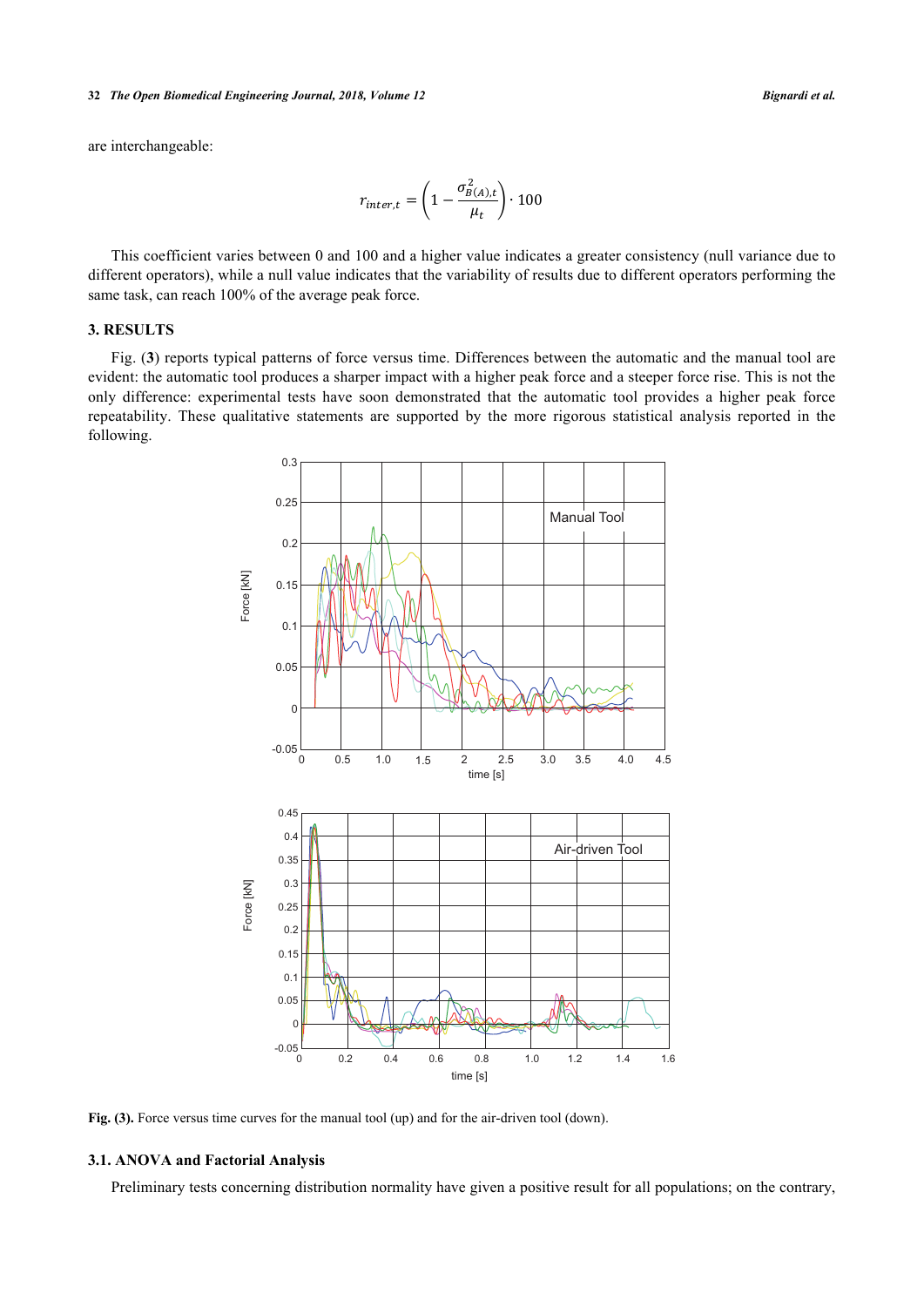are interchangeable:

$$r_{inter,t} = \left(1 - \frac{\sigma^2_{B(A),t}}{\mu_t}\right) \cdot 100$$

This coefficient varies between 0 and 100 and a higher value indicates a greater consistency (null variance due to different operators), while a null value indicates that the variability of results due to different operators performing the same task, can reach 100% of the average peak force.

## 3. RESULTS

Fig. (**3**) reports typical patterns of force versus time. Differences between the automatic and the manual tool are evident: the automatic tool produces a sharper impact with a higher peak force and a steeper force rise. This is not the only difference: experimental tests have soon demonstrated that the automatic tool provides a higher peak force repeatability. These qualitative statements are supported by the more rigorous statistical analysis reported in the following.

**Fig. (3).** Force versus time curves for the manual tool (up) and for the air-driven tool (down).

### 3.1. ANOVA and Factorial Analysis

Preliminary tests concerning distribution normality have given a positive result for all populations; on the contrary,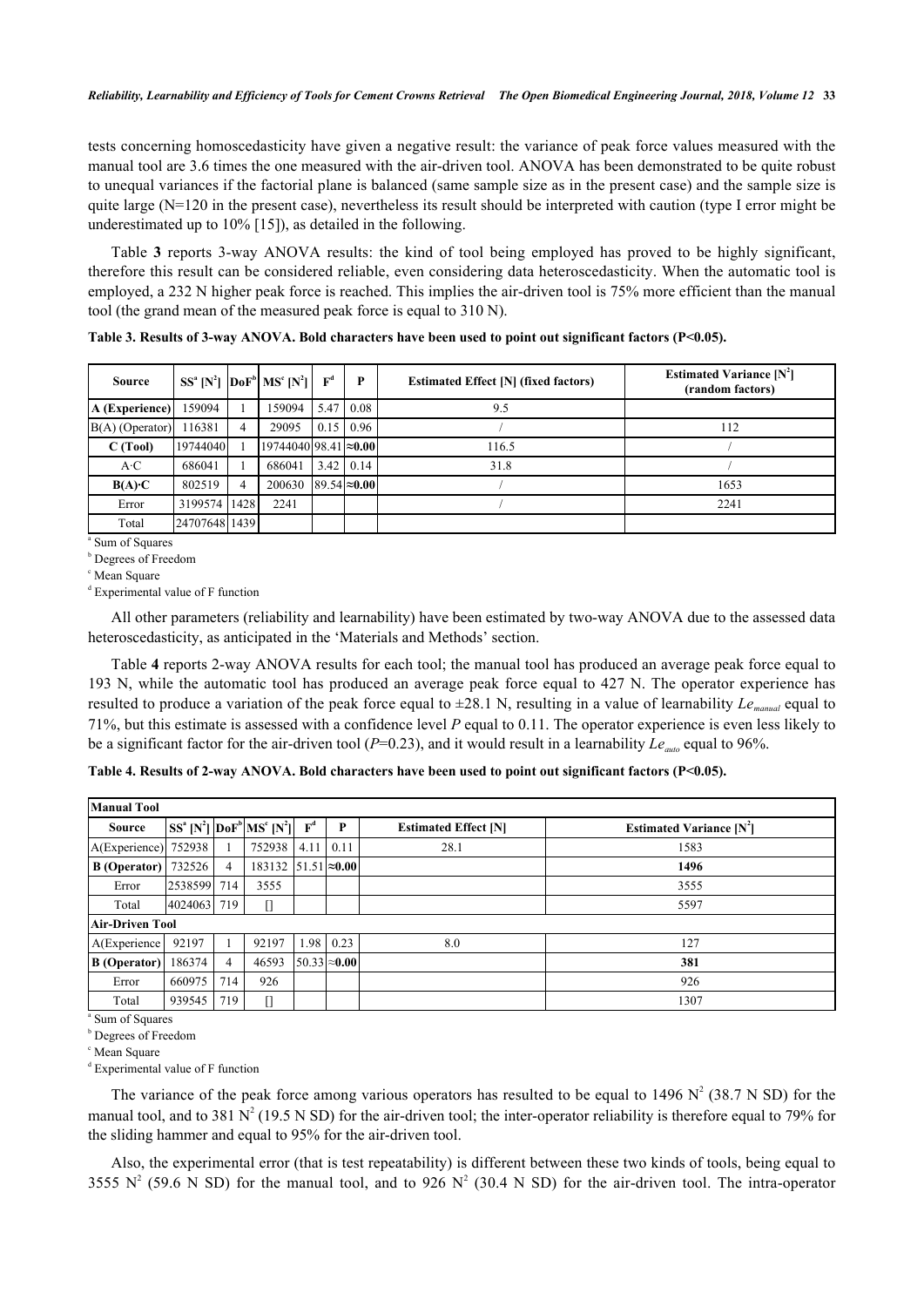tests concerning homoscedasticity have given a negative result: the variance of peak force values measured with the manual tool are 3.6 times the one measured with the air-driven tool. ANOVA has been demonstrated to be quite robust to unequal variances if the factorial plane is balanced (same sample size as in the present case) and the sample size is quite large (N=120 in the present case), nevertheless its result should be interpreted with caution (type I error might be underestimated up to 10% [15]), as detailed in the following.

Table **3** reports 3-way ANOVA results: the kind of tool being employed has proved to be highly significant, therefore this result can be considered reliable, even considering data heteroscedasticity. When the automatic tool is employed, a 232 N higher peak force is reached. This implies the air-driven tool is 75% more efficient than the manual tool (the grand mean of the measured peak force is equal to 310 N).

**Table 3. Results of 3-way ANOVA. Bold characters have been used to point out significant factors (P<0.05).**

| Source | SS[a] [$N^2$] | DoF[b] | MS[c] [$N^2$] | F[d] | P | Estimated Effect [N] (fixed factors) | Estimated Variance [$N^2$] (random factors) |
|---|---|---|---|---|---|---|---|
| **A (Experience)** | 159094 | 1 | 159094 | 5.47 | 0.08 | 9.5 | |
| B(A) (Operator) | 116381 | 4 | 29095 | 0.15 | 0.96 | / | 112 |
| **C (Tool)** | 19744040 | 1 | 19744040 | 98.41 | **≈0.00** | 116.5 | / |
| A·C | 686041 | 1 | 686041 | 3.42 | 0.14 | 31.8 | / |
| **B(A)·C** | 802519 | 4 | 200630 | 89.54 | **≈0.00** | / | 1653 |
| Error | 3199574 | 1428 | 2241 | | | / | 2241 |
| Total | 24707648 | 1439 | | | | | |

[a] Sum of Squares
[b] Degrees of Freedom
[c] Mean Square
[d] Experimental value of F function

All other parameters (reliability and learnability) have been estimated by two-way ANOVA due to the assessed data heteroscedasticity, as anticipated in the 'Materials and Methods' section.

Table **4** reports 2-way ANOVA results for each tool; the manual tool has produced an average peak force equal to 193 N, while the automatic tool has produced an average peak force equal to 427 N. The operator experience has resulted to produce a variation of the peak force equal to ±28.1 N, resulting in a value of learnability $Le_{manual}$ equal to 71%, but this estimate is assessed with a confidence level *P* equal to 0.11. The operator experience is even less likely to be a significant factor for the air-driven tool (*P*=0.23), and it would result in a learnability $Le_{auto}$ equal to 96%.

**Table 4. Results of 2-way ANOVA. Bold characters have been used to point out significant factors (P<0.05).**

| Source | SS[a] [$N^2$] | DoF[b] | MS[c] [$N^2$] | F[d] | P | Estimated Effect [N] | Estimated Variance [$N^2$] |
|---|---|---|---|---|---|---|---|
| **Manual Tool** | | | | | | | |
| A(Experience) | 752938 | 1 | 752938 | 4.11 | 0.11 | 28.1 | 1583 |
| **B (Operator)** | 732526 | 4 | 183132 | 51.51 | **≈0.00** | | **1496** |
| Error | 2538599 | 714 | 3555 | | | | 3555 |
| Total | 4024063 | 719 | [] | | | | 5597 |
| **Air-Driven Tool** | | | | | | | |
| A(Experience | 92197 | 1 | 92197 | 1.98 | 0.23 | 8.0 | 127 |
| **B (Operator)** | 186374 | 4 | 46593 | 50.33 | **≈0.00** | | **381** |
| Error | 660975 | 714 | 926 | | | | 926 |
| Total | 939545 | 719 | [] | | | | 1307 |

[a] Sum of Squares
[b] Degrees of Freedom
[c] Mean Square
[d] Experimental value of F function

The variance of the peak force among various operators has resulted to be equal to 1496 $N^2$ (38.7 N SD) for the manual tool, and to 381 $N^2$ (19.5 N SD) for the air-driven tool; the inter-operator reliability is therefore equal to 79% for the sliding hammer and equal to 95% for the air-driven tool.

Also, the experimental error (that is test repeatability) is different between these two kinds of tools, being equal to 3555 $N^2$ (59.6 N SD) for the manual tool, and to 926 $N^2$ (30.4 N SD) for the air-driven tool. The intra-operator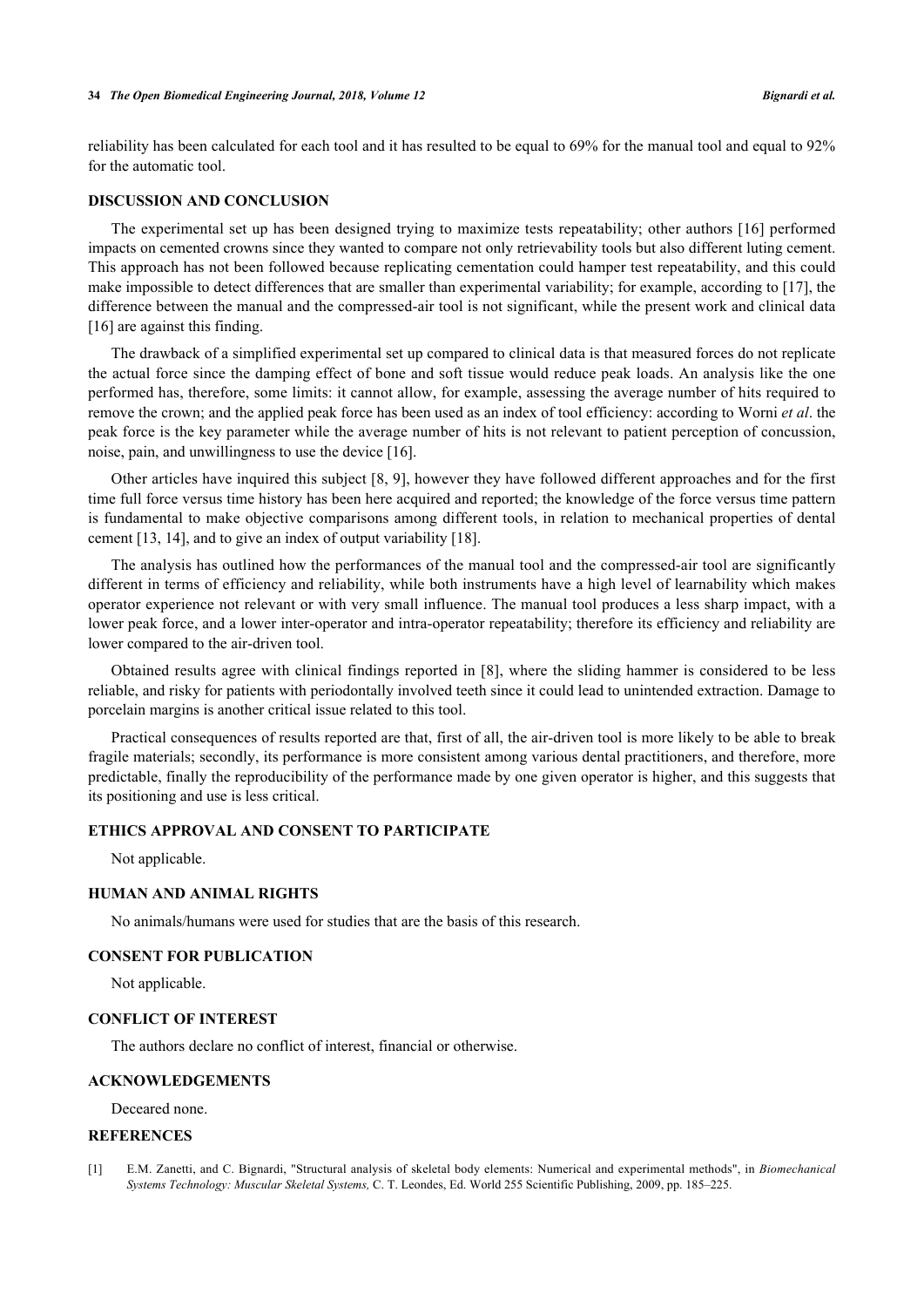reliability has been calculated for each tool and it has resulted to be equal to 69% for the manual tool and equal to 92% for the automatic tool.

## DISCUSSION AND CONCLUSION

The experimental set up has been designed trying to maximize tests repeatability; other authors [16] performed impacts on cemented crowns since they wanted to compare not only retrievability tools but also different luting cement. This approach has not been followed because replicating cementation could hamper test repeatability, and this could make impossible to detect differences that are smaller than experimental variability; for example, according to [17], the difference between the manual and the compressed-air tool is not significant, while the present work and clinical data [16] are against this finding.

The drawback of a simplified experimental set up compared to clinical data is that measured forces do not replicate the actual force since the damping effect of bone and soft tissue would reduce peak loads. An analysis like the one performed has, therefore, some limits: it cannot allow, for example, assessing the average number of hits required to remove the crown; and the applied peak force has been used as an index of tool efficiency: according to Worni *et al*. the peak force is the key parameter while the average number of hits is not relevant to patient perception of concussion, noise, pain, and unwillingness to use the device [16].

Other articles have inquired this subject [8, 9], however they have followed different approaches and for the first time full force versus time history has been here acquired and reported; the knowledge of the force versus time pattern is fundamental to make objective comparisons among different tools, in relation to mechanical properties of dental cement [13, 14], and to give an index of output variability [18].

The analysis has outlined how the performances of the manual tool and the compressed-air tool are significantly different in terms of efficiency and reliability, while both instruments have a high level of learnability which makes operator experience not relevant or with very small influence. The manual tool produces a less sharp impact, with a lower peak force, and a lower inter-operator and intra-operator repeatability; therefore its efficiency and reliability are lower compared to the air-driven tool.

Obtained results agree with clinical findings reported in [8], where the sliding hammer is considered to be less reliable, and risky for patients with periodontally involved teeth since it could lead to unintended extraction. Damage to porcelain margins is another critical issue related to this tool.

Practical consequences of results reported are that, first of all, the air-driven tool is more likely to be able to break fragile materials; secondly, its performance is more consistent among various dental practitioners, and therefore, more predictable, finally the reproducibility of the performance made by one given operator is higher, and this suggests that its positioning and use is less critical.

## ETHICS APPROVAL AND CONSENT TO PARTICIPATE

Not applicable.

## HUMAN AND ANIMAL RIGHTS

No animals/humans were used for studies that are the basis of this research.

## CONSENT FOR PUBLICATION

Not applicable.

## CONFLICT OF INTEREST

The authors declare no conflict of interest, financial or otherwise.

## ACKNOWLEDGEMENTS

Deceared none.

## REFERENCES

[1] E.M. Zanetti, and C. Bignardi, "Structural analysis of skeletal body elements: Numerical and experimental methods", in *Biomechanical Systems Technology: Muscular Skeletal Systems,* C. T. Leondes, Ed. World 255 Scientific Publishing, 2009, pp. 185–225.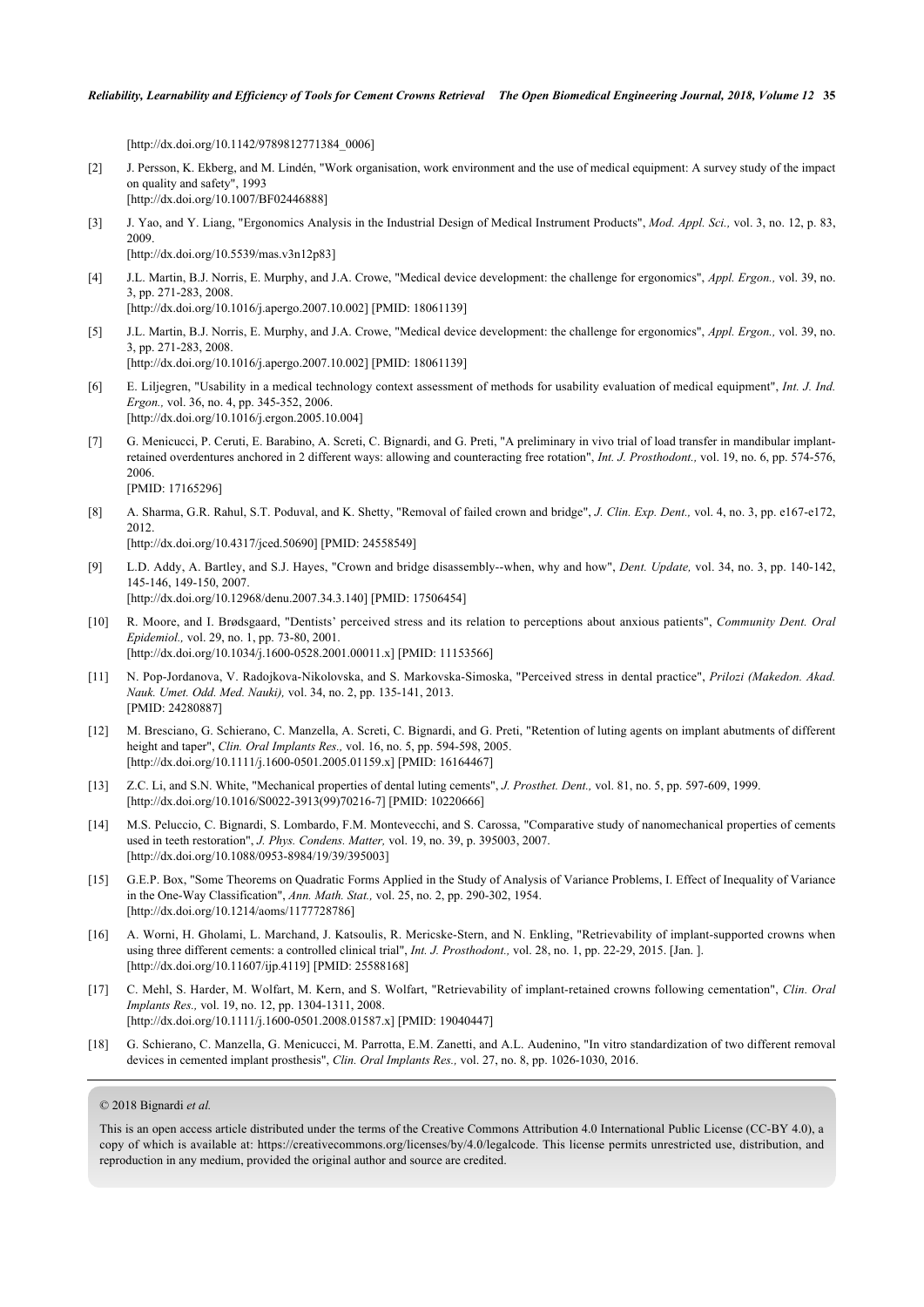[http://dx.doi.org/10.1142/9789812771384_0006]

[2] J. Persson, K. Ekberg, and M. Lindén, "Work organisation, work environment and the use of medical equipment: A survey study of the impact on quality and safety", 1993
[http://dx.doi.org/10.1007/BF02446888]

[3] J. Yao, and Y. Liang, "Ergonomics Analysis in the Industrial Design of Medical Instrument Products", *Mod. Appl. Sci.,* vol. 3, no. 12, p. 83, 2009.
[http://dx.doi.org/10.5539/mas.v3n12p83]

[4] J.L. Martin, B.J. Norris, E. Murphy, and J.A. Crowe, "Medical device development: the challenge for ergonomics", *Appl. Ergon.,* vol. 39, no. 3, pp. 271-283, 2008.
[http://dx.doi.org/10.1016/j.apergo.2007.10.002] [PMID: 18061139]

[5] J.L. Martin, B.J. Norris, E. Murphy, and J.A. Crowe, "Medical device development: the challenge for ergonomics", *Appl. Ergon.,* vol. 39, no. 3, pp. 271-283, 2008.
[http://dx.doi.org/10.1016/j.apergo.2007.10.002] [PMID: 18061139]

[6] E. Liljegren, "Usability in a medical technology context assessment of methods for usability evaluation of medical equipment", *Int. J. Ind. Ergon.,* vol. 36, no. 4, pp. 345-352, 2006.
[http://dx.doi.org/10.1016/j.ergon.2005.10.004]

[7] G. Menicucci, P. Ceruti, E. Barabino, A. Screti, C. Bignardi, and G. Preti, "A preliminary in vivo trial of load transfer in mandibular implant-retained overdentures anchored in 2 different ways: allowing and counteracting free rotation", *Int. J. Prosthodont.,* vol. 19, no. 6, pp. 574-576, 2006.
[PMID: 17165296]

[8] A. Sharma, G.R. Rahul, S.T. Poduval, and K. Shetty, "Removal of failed crown and bridge", *J. Clin. Exp. Dent.,* vol. 4, no. 3, pp. e167-e172, 2012.
[http://dx.doi.org/10.4317/jced.50690] [PMID: 24558549]

[9] L.D. Addy, A. Bartley, and S.J. Hayes, "Crown and bridge disassembly--when, why and how", *Dent. Update,* vol. 34, no. 3, pp. 140-142, 145-146, 149-150, 2007.
[http://dx.doi.org/10.12968/denu.2007.34.3.140] [PMID: 17506454]

[10] R. Moore, and I. Brødsgaard, "Dentists' perceived stress and its relation to perceptions about anxious patients", *Community Dent. Oral Epidemiol.,* vol. 29, no. 1, pp. 73-80, 2001.
[http://dx.doi.org/10.1034/j.1600-0528.2001.00011.x] [PMID: 11153566]

[11] N. Pop-Jordanova, V. Radojkova-Nikolovska, and S. Markovska-Simoska, "Perceived stress in dental practice", *Prilozi (Makedon. Akad. Nauk. Umet. Odd. Med. Nauki),* vol. 34, no. 2, pp. 135-141, 2013.
[PMID: 24280887]

[12] M. Bresciano, G. Schierano, C. Manzella, A. Screti, C. Bignardi, and G. Preti, "Retention of luting agents on implant abutments of different height and taper", *Clin. Oral Implants Res.,* vol. 16, no. 5, pp. 594-598, 2005.
[http://dx.doi.org/10.1111/j.1600-0501.2005.01159.x] [PMID: 16164467]

[13] Z.C. Li, and S.N. White, "Mechanical properties of dental luting cements", *J. Prosthet. Dent.,* vol. 81, no. 5, pp. 597-609, 1999.
[http://dx.doi.org/10.1016/S0022-3913(99)70216-7] [PMID: 10220666]

[14] M.S. Peluccio, C. Bignardi, S. Lombardo, F.M. Montevecchi, and S. Carossa, "Comparative study of nanomechanical properties of cements used in teeth restoration", *J. Phys. Condens. Matter,* vol. 19, no. 39, p. 395003, 2007.
[http://dx.doi.org/10.1088/0953-8984/19/39/395003]

[15] G.E.P. Box, "Some Theorems on Quadratic Forms Applied in the Study of Analysis of Variance Problems, I. Effect of Inequality of Variance in the One-Way Classification", *Ann. Math. Stat.,* vol. 25, no. 2, pp. 290-302, 1954.
[http://dx.doi.org/10.1214/aoms/1177728786]

[16] A. Worni, H. Gholami, L. Marchand, J. Katsoulis, R. Mericske-Stern, and N. Enkling, "Retrievability of implant-supported crowns when using three different cements: a controlled clinical trial", *Int. J. Prosthodont.,* vol. 28, no. 1, pp. 22-29, 2015. [Jan. ].
[http://dx.doi.org/10.11607/ijp.4119] [PMID: 25588168]

[17] C. Mehl, S. Harder, M. Wolfart, M. Kern, and S. Wolfart, "Retrievability of implant-retained crowns following cementation", *Clin. Oral Implants Res.,* vol. 19, no. 12, pp. 1304-1311, 2008.
[http://dx.doi.org/10.1111/j.1600-0501.2008.01587.x] [PMID: 19040447]

[18] G. Schierano, C. Manzella, G. Menicucci, M. Parrotta, E.M. Zanetti, and A.L. Audenino, "In vitro standardization of two different removal devices in cemented implant prosthesis", *Clin. Oral Implants Res.,* vol. 27, no. 8, pp. 1026-1030, 2016.

© 2018 Bignardi *et al.*

This is an open access article distributed under the terms of the Creative Commons Attribution 4.0 International Public License (CC-BY 4.0), a copy of which is available at: https://creativecommons.org/licenses/by/4.0/legalcode. This license permits unrestricted use, distribution, and reproduction in any medium, provided the original author and source are credited.